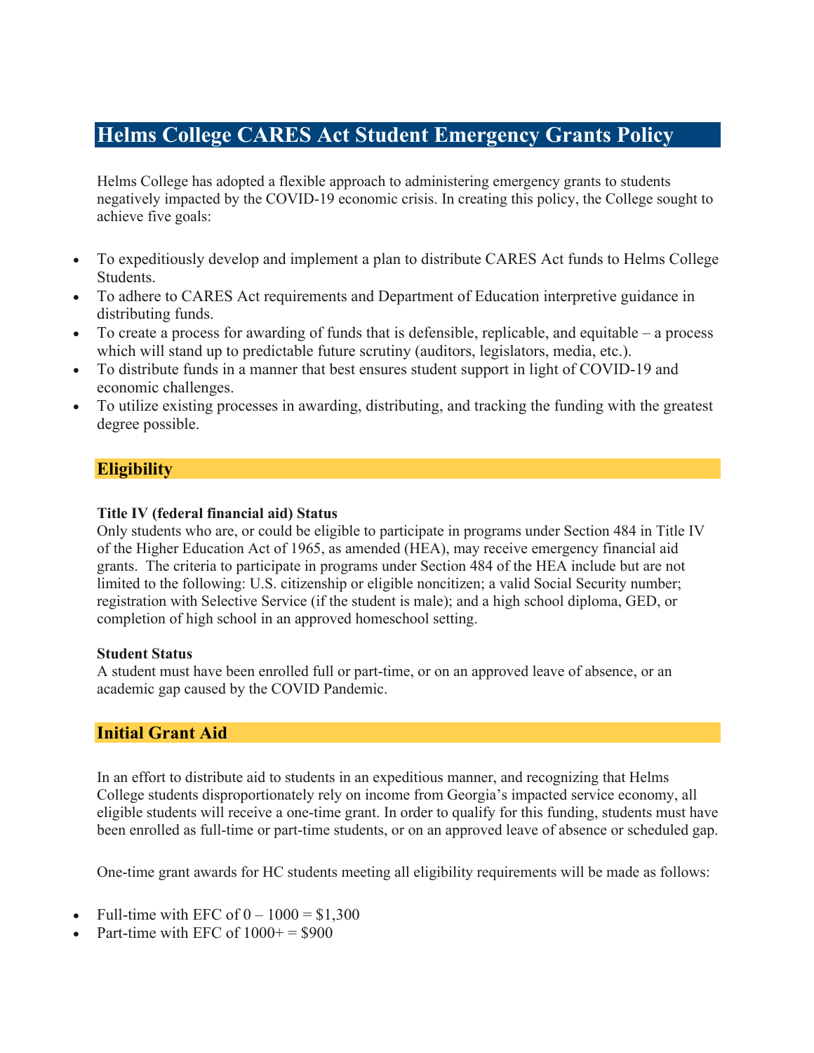# Helms College CARES Act Student Emergency Grants Policy

Helms College has adopted a flexible approach to administering emergency grants to students negatively impacted by the COVID-19 economic crisis. In creating this policy, the College sought to achieve five goals:

- To expeditiously develop and implement a plan to distribute CARES Act funds to Helms College Students.
- To adhere to CARES Act requirements and Department of Education interpretive guidance in distributing funds.
- To create a process for awarding of funds that is defensible, replicable, and equitable – a process which will stand up to predictable future scrutiny (auditors, legislators, media, etc.).
- To distribute funds in a manner that best ensures student support in light of COVID-19 and economic challenges.
- To utilize existing processes in awarding, distributing, and tracking the funding with the greatest degree possible.

## Eligibility

**Title IV (federal financial aid) Status**
Only students who are, or could be eligible to participate in programs under Section 484 in Title IV of the Higher Education Act of 1965, as amended (HEA), may receive emergency financial aid grants. The criteria to participate in programs under Section 484 of the HEA include but are not limited to the following: U.S. citizenship or eligible noncitizen; a valid Social Security number; registration with Selective Service (if the student is male); and a high school diploma, GED, or completion of high school in an approved homeschool setting.

**Student Status**
A student must have been enrolled full or part-time, or on an approved leave of absence, or an academic gap caused by the COVID Pandemic.

## Initial Grant Aid

In an effort to distribute aid to students in an expeditious manner, and recognizing that Helms College students disproportionately rely on income from Georgia's impacted service economy, all eligible students will receive a one-time grant. In order to qualify for this funding, students must have been enrolled as full-time or part-time students, or on an approved leave of absence or scheduled gap.

One-time grant awards for HC students meeting all eligibility requirements will be made as follows:

- Full-time with EFC of 0 – 1000 = $1,300
- Part-time with EFC of 1000+ = $900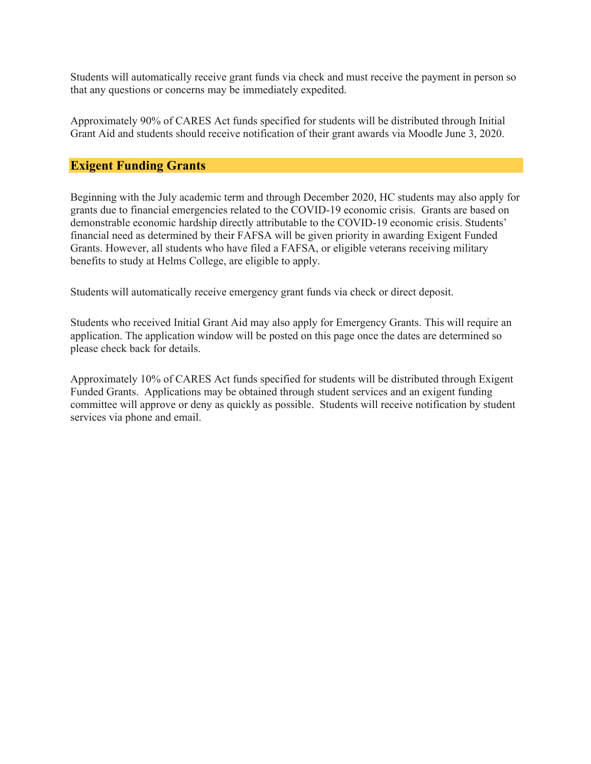Students will automatically receive grant funds via check and must receive the payment in person so that any questions or concerns may be immediately expedited.

Approximately 90% of CARES Act funds specified for students will be distributed through Initial Grant Aid and students should receive notification of their grant awards via Moodle June 3, 2020.

## Exigent Funding Grants

Beginning with the July academic term and through December 2020, HC students may also apply for grants due to financial emergencies related to the COVID-19 economic crisis. Grants are based on demonstrable economic hardship directly attributable to the COVID-19 economic crisis. Students' financial need as determined by their FAFSA will be given priority in awarding Exigent Funded Grants. However, all students who have filed a FAFSA, or eligible veterans receiving military benefits to study at Helms College, are eligible to apply.

Students will automatically receive emergency grant funds via check or direct deposit.

Students who received Initial Grant Aid may also apply for Emergency Grants. This will require an application. The application window will be posted on this page once the dates are determined so please check back for details.

Approximately 10% of CARES Act funds specified for students will be distributed through Exigent Funded Grants. Applications may be obtained through student services and an exigent funding committee will approve or deny as quickly as possible. Students will receive notification by student services via phone and email.